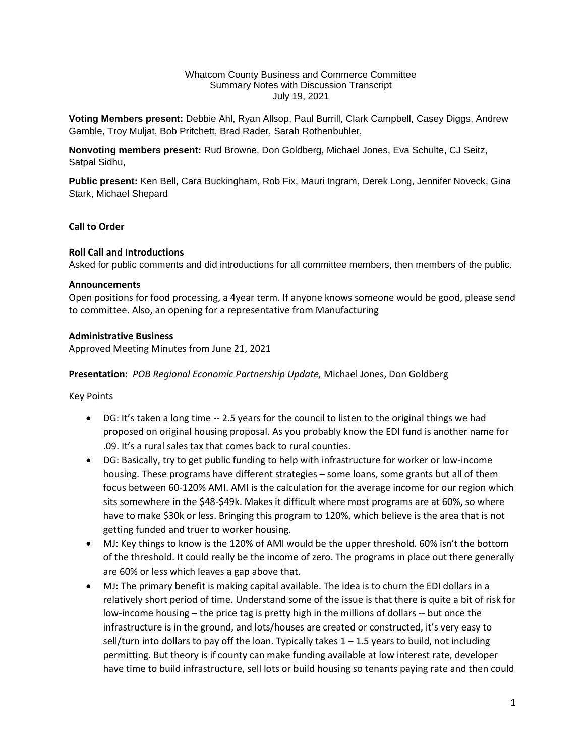Whatcom County Business and Commerce Committee
Summary Notes with Discussion Transcript
July 19, 2021

**Voting Members present:** Debbie Ahl, Ryan Allsop, Paul Burrill, Clark Campbell, Casey Diggs, Andrew Gamble, Troy Muljat, Bob Pritchett, Brad Rader, Sarah Rothenbuhler,

**Nonvoting members present:** Rud Browne, Don Goldberg, Michael Jones, Eva Schulte, CJ Seitz, Satpal Sidhu,

**Public present:** Ken Bell, Cara Buckingham, Rob Fix, Mauri Ingram, Derek Long, Jennifer Noveck, Gina Stark, Michael Shepard

**Call to Order**

**Roll Call and Introductions**

Asked for public comments and did introductions for all committee members, then members of the public.

**Announcements**

Open positions for food processing, a 4year term. If anyone knows someone would be good, please send to committee. Also, an opening for a representative from Manufacturing

**Administrative Business**

Approved Meeting Minutes from June 21, 2021

**Presentation:** *POB Regional Economic Partnership Update,* Michael Jones, Don Goldberg

Key Points

- DG: It's taken a long time -- 2.5 years for the council to listen to the original things we had proposed on original housing proposal. As you probably know the EDI fund is another name for .09. It's a rural sales tax that comes back to rural counties.
- DG: Basically, try to get public funding to help with infrastructure for worker or low-income housing. These programs have different strategies – some loans, some grants but all of them focus between 60-120% AMI. AMI is the calculation for the average income for our region which sits somewhere in the $48-$49k. Makes it difficult where most programs are at 60%, so where have to make $30k or less. Bringing this program to 120%, which believe is the area that is not getting funded and truer to worker housing.
- MJ: Key things to know is the 120% of AMI would be the upper threshold. 60% isn't the bottom of the threshold. It could really be the income of zero. The programs in place out there generally are 60% or less which leaves a gap above that.
- MJ: The primary benefit is making capital available. The idea is to churn the EDI dollars in a relatively short period of time. Understand some of the issue is that there is quite a bit of risk for low-income housing – the price tag is pretty high in the millions of dollars -- but once the infrastructure is in the ground, and lots/houses are created or constructed, it's very easy to sell/turn into dollars to pay off the loan. Typically takes 1 – 1.5 years to build, not including permitting. But theory is if county can make funding available at low interest rate, developer have time to build infrastructure, sell lots or build housing so tenants paying rate and then could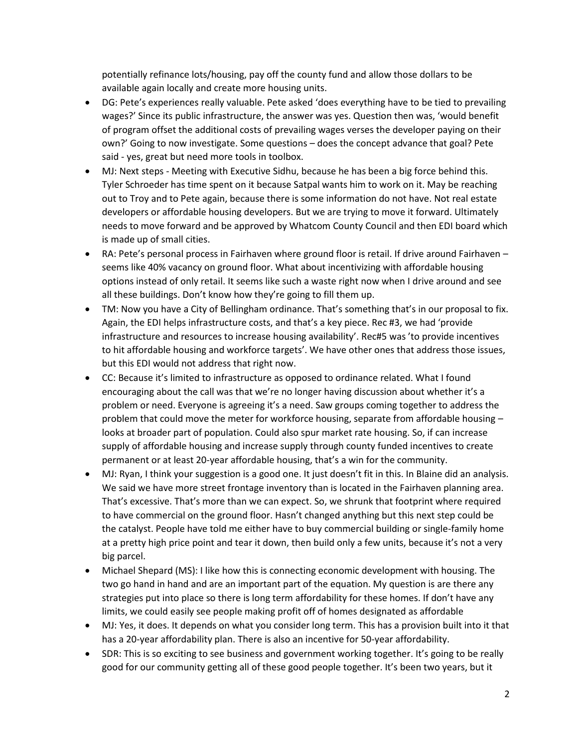potentially refinance lots/housing, pay off the county fund and allow those dollars to be available again locally and create more housing units.

- DG: Pete's experiences really valuable. Pete asked 'does everything have to be tied to prevailing wages?' Since its public infrastructure, the answer was yes. Question then was, 'would benefit of program offset the additional costs of prevailing wages verses the developer paying on their own?' Going to now investigate. Some questions – does the concept advance that goal? Pete said - yes, great but need more tools in toolbox.
- MJ: Next steps - Meeting with Executive Sidhu, because he has been a big force behind this. Tyler Schroeder has time spent on it because Satpal wants him to work on it. May be reaching out to Troy and to Pete again, because there is some information do not have. Not real estate developers or affordable housing developers. But we are trying to move it forward. Ultimately needs to move forward and be approved by Whatcom County Council and then EDI board which is made up of small cities.
- RA: Pete's personal process in Fairhaven where ground floor is retail. If drive around Fairhaven – seems like 40% vacancy on ground floor. What about incentivizing with affordable housing options instead of only retail. It seems like such a waste right now when I drive around and see all these buildings. Don't know how they're going to fill them up.
- TM: Now you have a City of Bellingham ordinance. That's something that's in our proposal to fix. Again, the EDI helps infrastructure costs, and that's a key piece. Rec #3, we had 'provide infrastructure and resources to increase housing availability'. Rec#5 was 'to provide incentives to hit affordable housing and workforce targets'. We have other ones that address those issues, but this EDI would not address that right now.
- CC: Because it's limited to infrastructure as opposed to ordinance related. What I found encouraging about the call was that we're no longer having discussion about whether it's a problem or need. Everyone is agreeing it's a need. Saw groups coming together to address the problem that could move the meter for workforce housing, separate from affordable housing – looks at broader part of population. Could also spur market rate housing. So, if can increase supply of affordable housing and increase supply through county funded incentives to create permanent or at least 20-year affordable housing, that's a win for the community.
- MJ: Ryan, I think your suggestion is a good one. It just doesn't fit in this. In Blaine did an analysis. We said we have more street frontage inventory than is located in the Fairhaven planning area. That's excessive. That's more than we can expect. So, we shrunk that footprint where required to have commercial on the ground floor. Hasn't changed anything but this next step could be the catalyst. People have told me either have to buy commercial building or single-family home at a pretty high price point and tear it down, then build only a few units, because it's not a very big parcel.
- Michael Shepard (MS): I like how this is connecting economic development with housing. The two go hand in hand and are an important part of the equation. My question is are there any strategies put into place so there is long term affordability for these homes. If don't have any limits, we could easily see people making profit off of homes designated as affordable
- MJ: Yes, it does. It depends on what you consider long term. This has a provision built into it that has a 20-year affordability plan. There is also an incentive for 50-year affordability.
- SDR: This is so exciting to see business and government working together. It's going to be really good for our community getting all of these good people together. It's been two years, but it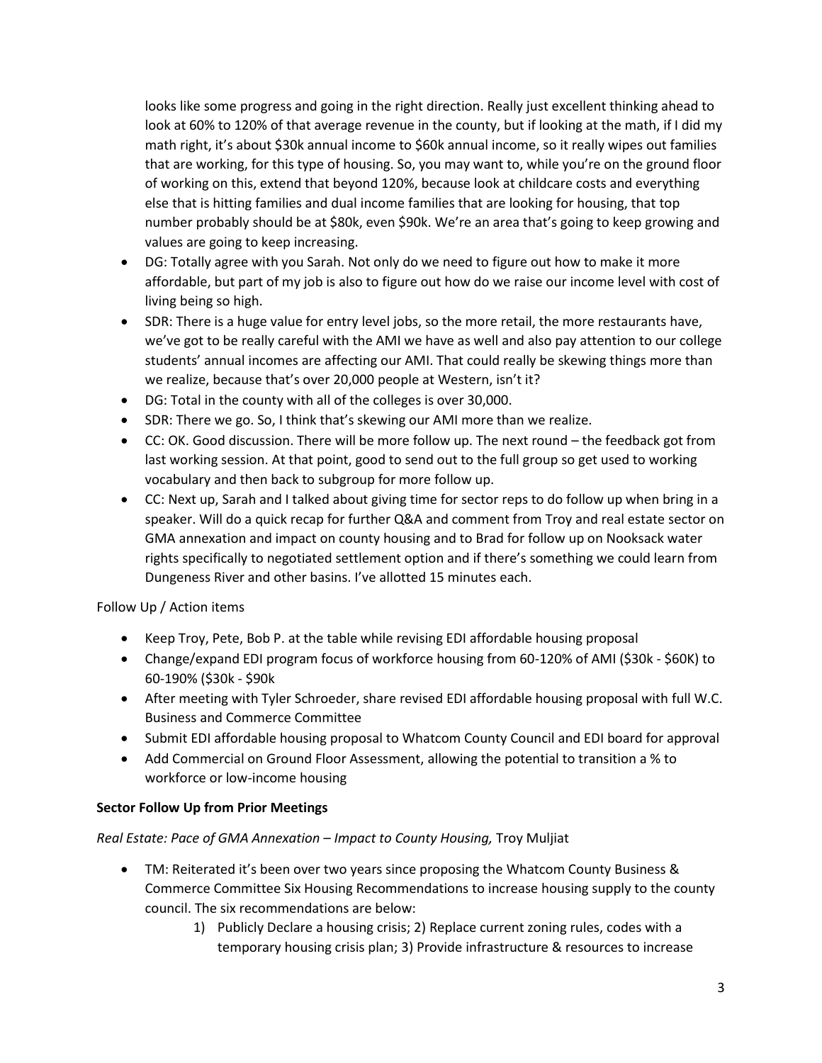looks like some progress and going in the right direction. Really just excellent thinking ahead to look at 60% to 120% of that average revenue in the county, but if looking at the math, if I did my math right, it's about $30k annual income to $60k annual income, so it really wipes out families that are working, for this type of housing. So, you may want to, while you're on the ground floor of working on this, extend that beyond 120%, because look at childcare costs and everything else that is hitting families and dual income families that are looking for housing, that top number probably should be at $80k, even $90k. We're an area that's going to keep growing and values are going to keep increasing.

- DG: Totally agree with you Sarah. Not only do we need to figure out how to make it more affordable, but part of my job is also to figure out how do we raise our income level with cost of living being so high.
- SDR: There is a huge value for entry level jobs, so the more retail, the more restaurants have, we've got to be really careful with the AMI we have as well and also pay attention to our college students' annual incomes are affecting our AMI. That could really be skewing things more than we realize, because that's over 20,000 people at Western, isn't it?
- DG: Total in the county with all of the colleges is over 30,000.
- SDR: There we go. So, I think that's skewing our AMI more than we realize.
- CC: OK. Good discussion. There will be more follow up. The next round – the feedback got from last working session. At that point, good to send out to the full group so get used to working vocabulary and then back to subgroup for more follow up.
- CC: Next up, Sarah and I talked about giving time for sector reps to do follow up when bring in a speaker. Will do a quick recap for further Q&A and comment from Troy and real estate sector on GMA annexation and impact on county housing and to Brad for follow up on Nooksack water rights specifically to negotiated settlement option and if there's something we could learn from Dungeness River and other basins. I've allotted 15 minutes each.

Follow Up / Action items

- Keep Troy, Pete, Bob P. at the table while revising EDI affordable housing proposal
- Change/expand EDI program focus of workforce housing from 60-120% of AMI ($30k - $60K) to 60-190% ($30k - $90k
- After meeting with Tyler Schroeder, share revised EDI affordable housing proposal with full W.C. Business and Commerce Committee
- Submit EDI affordable housing proposal to Whatcom County Council and EDI board for approval
- Add Commercial on Ground Floor Assessment, allowing the potential to transition a % to workforce or low-income housing

**Sector Follow Up from Prior Meetings**

*Real Estate: Pace of GMA Annexation – Impact to County Housing,* Troy Muljiat

- TM: Reiterated it's been over two years since proposing the Whatcom County Business & Commerce Committee Six Housing Recommendations to increase housing supply to the county council. The six recommendations are below:
    1) Publicly Declare a housing crisis; 2) Replace current zoning rules, codes with a temporary housing crisis plan; 3) Provide infrastructure & resources to increase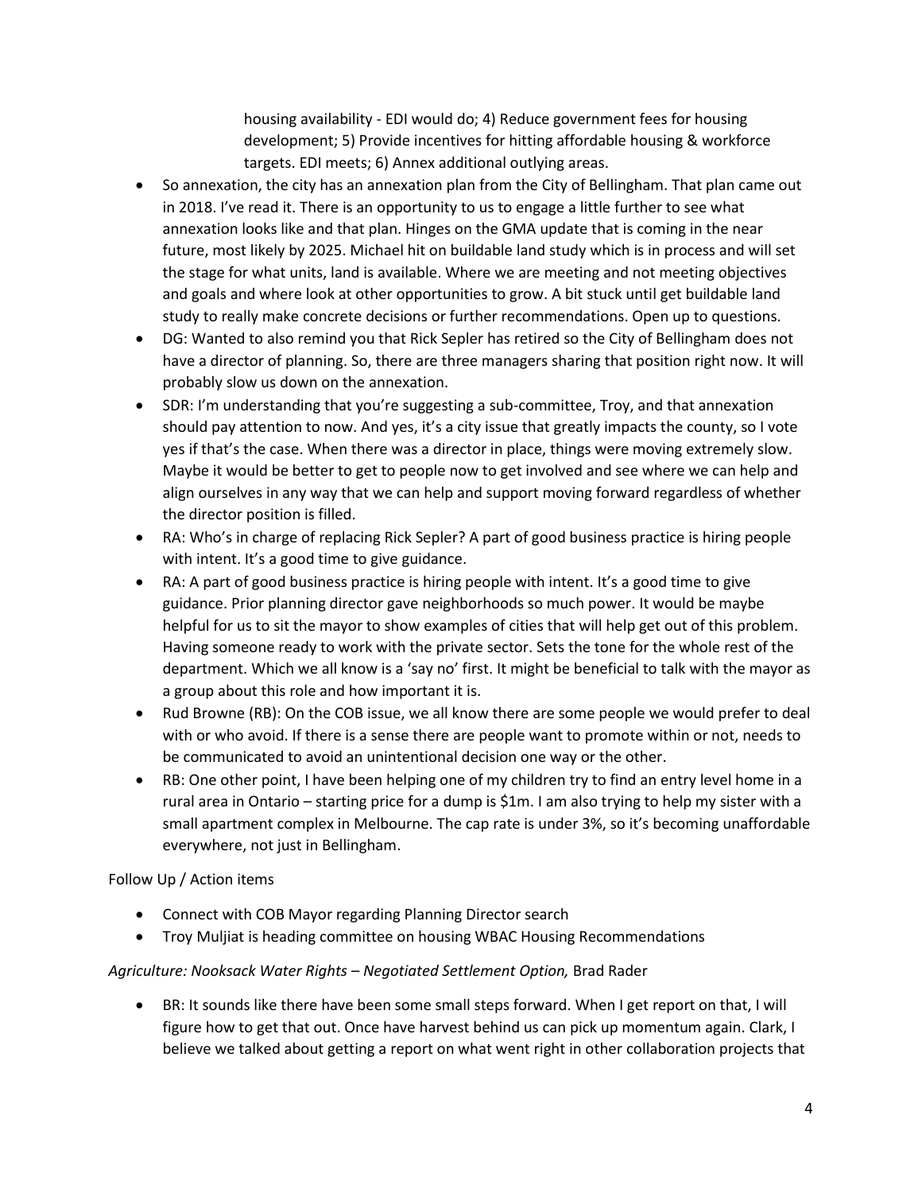housing availability - EDI would do; 4) Reduce government fees for housing development; 5) Provide incentives for hitting affordable housing & workforce targets. EDI meets; 6) Annex additional outlying areas.

- So annexation, the city has an annexation plan from the City of Bellingham. That plan came out in 2018. I've read it. There is an opportunity to us to engage a little further to see what annexation looks like and that plan. Hinges on the GMA update that is coming in the near future, most likely by 2025. Michael hit on buildable land study which is in process and will set the stage for what units, land is available. Where we are meeting and not meeting objectives and goals and where look at other opportunities to grow. A bit stuck until get buildable land study to really make concrete decisions or further recommendations. Open up to questions.
- DG: Wanted to also remind you that Rick Sepler has retired so the City of Bellingham does not have a director of planning. So, there are three managers sharing that position right now. It will probably slow us down on the annexation.
- SDR: I'm understanding that you're suggesting a sub-committee, Troy, and that annexation should pay attention to now. And yes, it's a city issue that greatly impacts the county, so I vote yes if that's the case. When there was a director in place, things were moving extremely slow. Maybe it would be better to get to people now to get involved and see where we can help and align ourselves in any way that we can help and support moving forward regardless of whether the director position is filled.
- RA: Who's in charge of replacing Rick Sepler? A part of good business practice is hiring people with intent. It's a good time to give guidance.
- RA: A part of good business practice is hiring people with intent. It's a good time to give guidance. Prior planning director gave neighborhoods so much power. It would be maybe helpful for us to sit the mayor to show examples of cities that will help get out of this problem. Having someone ready to work with the private sector. Sets the tone for the whole rest of the department. Which we all know is a 'say no' first. It might be beneficial to talk with the mayor as a group about this role and how important it is.
- Rud Browne (RB): On the COB issue, we all know there are some people we would prefer to deal with or who avoid. If there is a sense there are people want to promote within or not, needs to be communicated to avoid an unintentional decision one way or the other.
- RB: One other point, I have been helping one of my children try to find an entry level home in a rural area in Ontario – starting price for a dump is $1m. I am also trying to help my sister with a small apartment complex in Melbourne. The cap rate is under 3%, so it's becoming unaffordable everywhere, not just in Bellingham.

Follow Up / Action items

- Connect with COB Mayor regarding Planning Director search
- Troy Muljiat is heading committee on housing WBAC Housing Recommendations

*Agriculture: Nooksack Water Rights – Negotiated Settlement Option,* Brad Rader

- BR: It sounds like there have been some small steps forward. When I get report on that, I will figure how to get that out. Once have harvest behind us can pick up momentum again. Clark, I believe we talked about getting a report on what went right in other collaboration projects that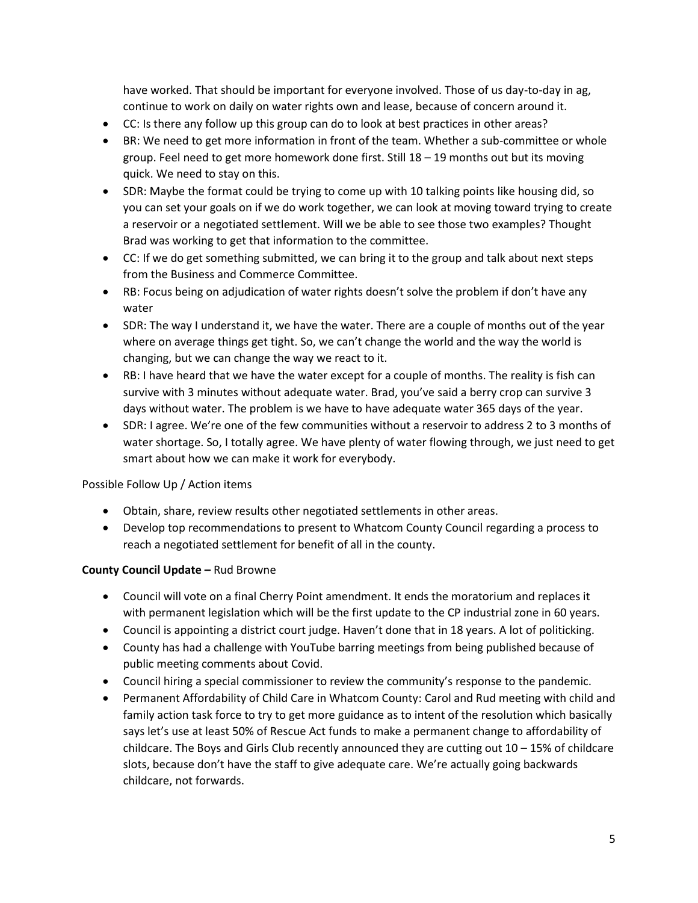have worked. That should be important for everyone involved. Those of us day-to-day in ag, continue to work on daily on water rights own and lease, because of concern around it.

- CC: Is there any follow up this group can do to look at best practices in other areas?
- BR: We need to get more information in front of the team. Whether a sub-committee or whole group. Feel need to get more homework done first. Still 18 – 19 months out but its moving quick. We need to stay on this.
- SDR: Maybe the format could be trying to come up with 10 talking points like housing did, so you can set your goals on if we do work together, we can look at moving toward trying to create a reservoir or a negotiated settlement. Will we be able to see those two examples? Thought Brad was working to get that information to the committee.
- CC: If we do get something submitted, we can bring it to the group and talk about next steps from the Business and Commerce Committee.
- RB: Focus being on adjudication of water rights doesn't solve the problem if don't have any water
- SDR: The way I understand it, we have the water. There are a couple of months out of the year where on average things get tight. So, we can't change the world and the way the world is changing, but we can change the way we react to it.
- RB: I have heard that we have the water except for a couple of months. The reality is fish can survive with 3 minutes without adequate water. Brad, you've said a berry crop can survive 3 days without water. The problem is we have to have adequate water 365 days of the year.
- SDR: I agree. We're one of the few communities without a reservoir to address 2 to 3 months of water shortage. So, I totally agree. We have plenty of water flowing through, we just need to get smart about how we can make it work for everybody.

Possible Follow Up / Action items

- Obtain, share, review results other negotiated settlements in other areas.
- Develop top recommendations to present to Whatcom County Council regarding a process to reach a negotiated settlement for benefit of all in the county.

**County Council Update –** Rud Browne

- Council will vote on a final Cherry Point amendment. It ends the moratorium and replaces it with permanent legislation which will be the first update to the CP industrial zone in 60 years.
- Council is appointing a district court judge. Haven't done that in 18 years. A lot of politicking.
- County has had a challenge with YouTube barring meetings from being published because of public meeting comments about Covid.
- Council hiring a special commissioner to review the community's response to the pandemic.
- Permanent Affordability of Child Care in Whatcom County: Carol and Rud meeting with child and family action task force to try to get more guidance as to intent of the resolution which basically says let's use at least 50% of Rescue Act funds to make a permanent change to affordability of childcare. The Boys and Girls Club recently announced they are cutting out 10 – 15% of childcare slots, because don't have the staff to give adequate care. We're actually going backwards childcare, not forwards.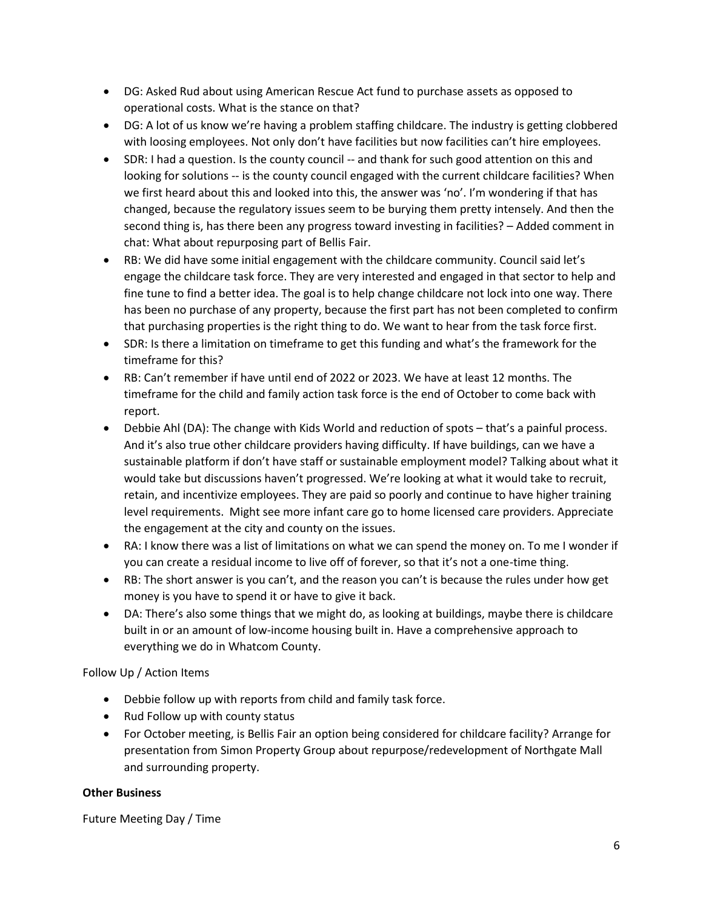- DG: Asked Rud about using American Rescue Act fund to purchase assets as opposed to operational costs. What is the stance on that?
- DG: A lot of us know we're having a problem staffing childcare. The industry is getting clobbered with loosing employees. Not only don't have facilities but now facilities can't hire employees.
- SDR: I had a question. Is the county council -- and thank for such good attention on this and looking for solutions -- is the county council engaged with the current childcare facilities? When we first heard about this and looked into this, the answer was 'no'. I'm wondering if that has changed, because the regulatory issues seem to be burying them pretty intensely. And then the second thing is, has there been any progress toward investing in facilities? – Added comment in chat: What about repurposing part of Bellis Fair.
- RB: We did have some initial engagement with the childcare community. Council said let's engage the childcare task force. They are very interested and engaged in that sector to help and fine tune to find a better idea. The goal is to help change childcare not lock into one way. There has been no purchase of any property, because the first part has not been completed to confirm that purchasing properties is the right thing to do. We want to hear from the task force first.
- SDR: Is there a limitation on timeframe to get this funding and what's the framework for the timeframe for this?
- RB: Can't remember if have until end of 2022 or 2023. We have at least 12 months. The timeframe for the child and family action task force is the end of October to come back with report.
- Debbie Ahl (DA): The change with Kids World and reduction of spots – that's a painful process. And it's also true other childcare providers having difficulty. If have buildings, can we have a sustainable platform if don't have staff or sustainable employment model? Talking about what it would take but discussions haven't progressed. We're looking at what it would take to recruit, retain, and incentivize employees. They are paid so poorly and continue to have higher training level requirements. Might see more infant care go to home licensed care providers. Appreciate the engagement at the city and county on the issues.
- RA: I know there was a list of limitations on what we can spend the money on. To me I wonder if you can create a residual income to live off of forever, so that it's not a one-time thing.
- RB: The short answer is you can't, and the reason you can't is because the rules under how get money is you have to spend it or have to give it back.
- DA: There's also some things that we might do, as looking at buildings, maybe there is childcare built in or an amount of low-income housing built in. Have a comprehensive approach to everything we do in Whatcom County.

Follow Up / Action Items

- Debbie follow up with reports from child and family task force.
- Rud Follow up with county status
- For October meeting, is Bellis Fair an option being considered for childcare facility? Arrange for presentation from Simon Property Group about repurpose/redevelopment of Northgate Mall and surrounding property.

**Other Business**

Future Meeting Day / Time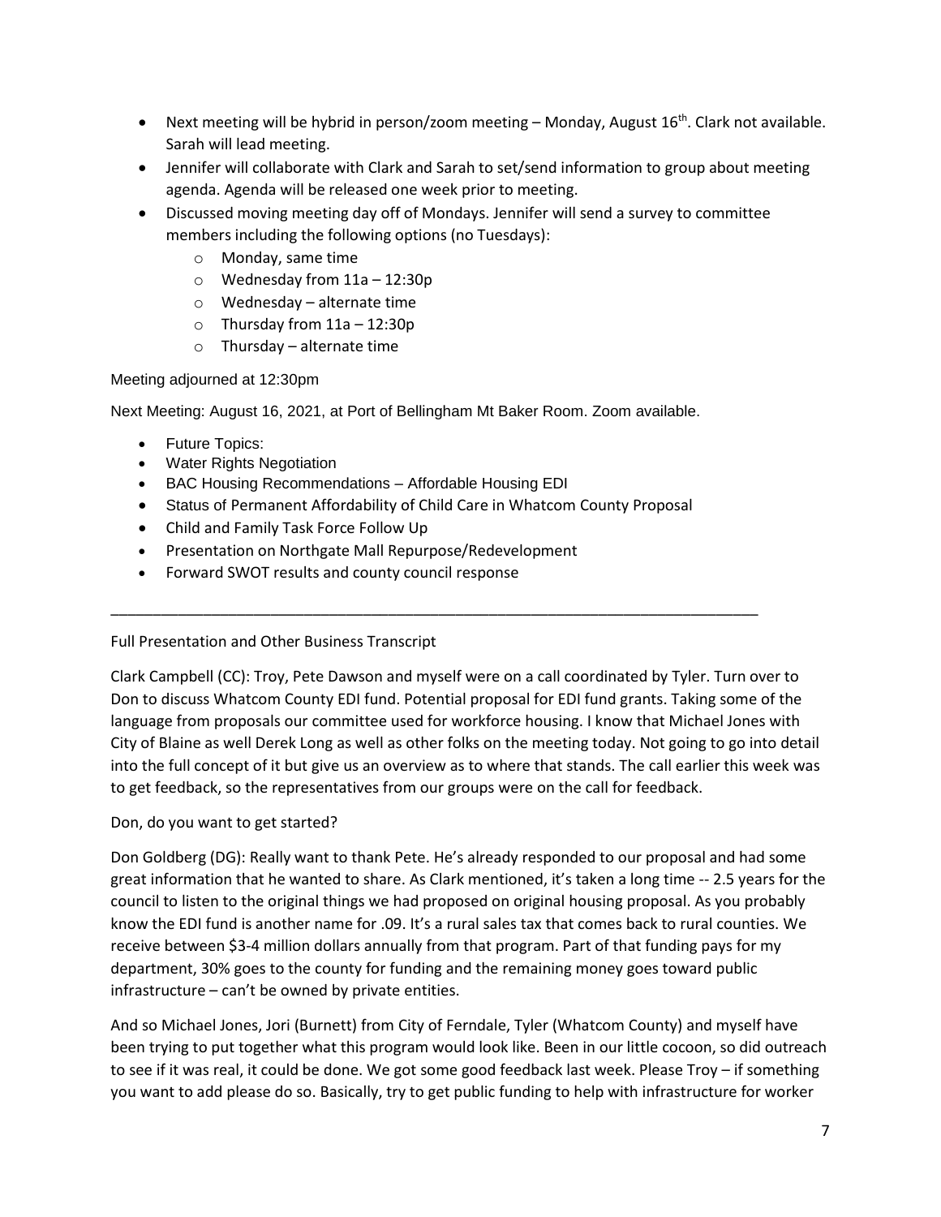- Next meeting will be hybrid in person/zoom meeting – Monday, August 16th. Clark not available. Sarah will lead meeting.
- Jennifer will collaborate with Clark and Sarah to set/send information to group about meeting agenda. Agenda will be released one week prior to meeting.
- Discussed moving meeting day off of Mondays. Jennifer will send a survey to committee members including the following options (no Tuesdays):
  - Monday, same time
  - Wednesday from 11a – 12:30p
  - Wednesday – alternate time
  - Thursday from 11a – 12:30p
  - Thursday – alternate time

Meeting adjourned at 12:30pm

Next Meeting: August 16, 2021, at Port of Bellingham Mt Baker Room. Zoom available.

- Future Topics:
- Water Rights Negotiation
- BAC Housing Recommendations – Affordable Housing EDI
- Status of Permanent Affordability of Child Care in Whatcom County Proposal
- Child and Family Task Force Follow Up
- Presentation on Northgate Mall Repurpose/Redevelopment
- Forward SWOT results and county council response

---

Full Presentation and Other Business Transcript

Clark Campbell (CC): Troy, Pete Dawson and myself were on a call coordinated by Tyler. Turn over to Don to discuss Whatcom County EDI fund. Potential proposal for EDI fund grants. Taking some of the language from proposals our committee used for workforce housing. I know that Michael Jones with City of Blaine as well Derek Long as well as other folks on the meeting today. Not going to go into detail into the full concept of it but give us an overview as to where that stands. The call earlier this week was to get feedback, so the representatives from our groups were on the call for feedback.

Don, do you want to get started?

Don Goldberg (DG): Really want to thank Pete. He's already responded to our proposal and had some great information that he wanted to share. As Clark mentioned, it's taken a long time -- 2.5 years for the council to listen to the original things we had proposed on original housing proposal. As you probably know the EDI fund is another name for .09. It's a rural sales tax that comes back to rural counties. We receive between $3-4 million dollars annually from that program. Part of that funding pays for my department, 30% goes to the county for funding and the remaining money goes toward public infrastructure – can't be owned by private entities.

And so Michael Jones, Jori (Burnett) from City of Ferndale, Tyler (Whatcom County) and myself have been trying to put together what this program would look like. Been in our little cocoon, so did outreach to see if it was real, it could be done. We got some good feedback last week. Please Troy – if something you want to add please do so. Basically, try to get public funding to help with infrastructure for worker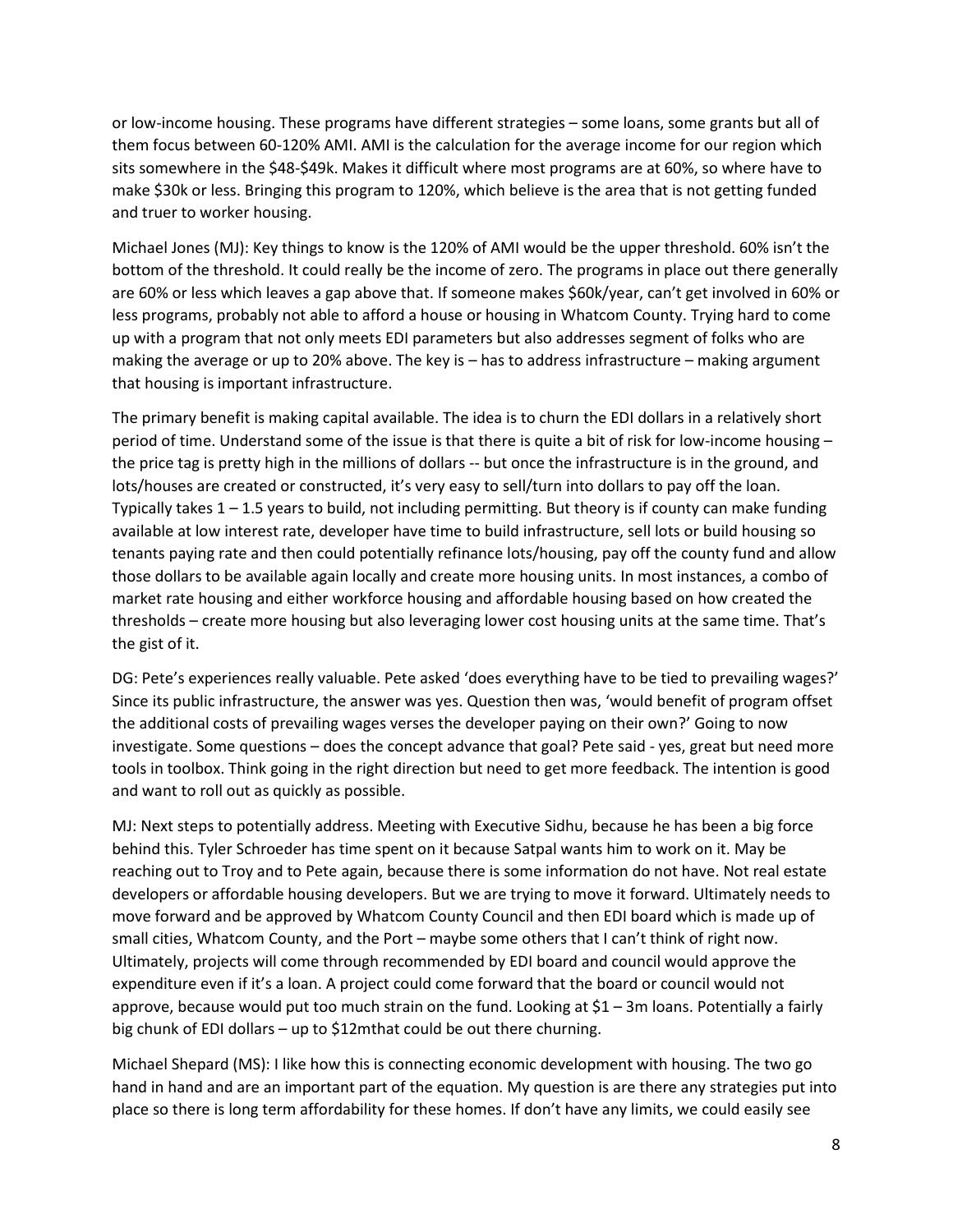or low-income housing. These programs have different strategies – some loans, some grants but all of them focus between 60-120% AMI. AMI is the calculation for the average income for our region which sits somewhere in the $48-$49k. Makes it difficult where most programs are at 60%, so where have to make $30k or less. Bringing this program to 120%, which believe is the area that is not getting funded and truer to worker housing.

Michael Jones (MJ): Key things to know is the 120% of AMI would be the upper threshold. 60% isn't the bottom of the threshold. It could really be the income of zero. The programs in place out there generally are 60% or less which leaves a gap above that. If someone makes $60k/year, can't get involved in 60% or less programs, probably not able to afford a house or housing in Whatcom County. Trying hard to come up with a program that not only meets EDI parameters but also addresses segment of folks who are making the average or up to 20% above. The key is – has to address infrastructure – making argument that housing is important infrastructure.

The primary benefit is making capital available. The idea is to churn the EDI dollars in a relatively short period of time. Understand some of the issue is that there is quite a bit of risk for low-income housing – the price tag is pretty high in the millions of dollars -- but once the infrastructure is in the ground, and lots/houses are created or constructed, it's very easy to sell/turn into dollars to pay off the loan. Typically takes 1 – 1.5 years to build, not including permitting. But theory is if county can make funding available at low interest rate, developer have time to build infrastructure, sell lots or build housing so tenants paying rate and then could potentially refinance lots/housing, pay off the county fund and allow those dollars to be available again locally and create more housing units. In most instances, a combo of market rate housing and either workforce housing and affordable housing based on how created the thresholds – create more housing but also leveraging lower cost housing units at the same time. That's the gist of it.

DG: Pete's experiences really valuable. Pete asked 'does everything have to be tied to prevailing wages?' Since its public infrastructure, the answer was yes. Question then was, 'would benefit of program offset the additional costs of prevailing wages verses the developer paying on their own?' Going to now investigate. Some questions – does the concept advance that goal? Pete said - yes, great but need more tools in toolbox. Think going in the right direction but need to get more feedback. The intention is good and want to roll out as quickly as possible.

MJ: Next steps to potentially address. Meeting with Executive Sidhu, because he has been a big force behind this. Tyler Schroeder has time spent on it because Satpal wants him to work on it. May be reaching out to Troy and to Pete again, because there is some information do not have. Not real estate developers or affordable housing developers. But we are trying to move it forward. Ultimately needs to move forward and be approved by Whatcom County Council and then EDI board which is made up of small cities, Whatcom County, and the Port – maybe some others that I can't think of right now. Ultimately, projects will come through recommended by EDI board and council would approve the expenditure even if it's a loan. A project could come forward that the board or council would not approve, because would put too much strain on the fund. Looking at $1 – 3m loans. Potentially a fairly big chunk of EDI dollars – up to $12mthat could be out there churning.

Michael Shepard (MS): I like how this is connecting economic development with housing. The two go hand in hand and are an important part of the equation. My question is are there any strategies put into place so there is long term affordability for these homes. If don't have any limits, we could easily see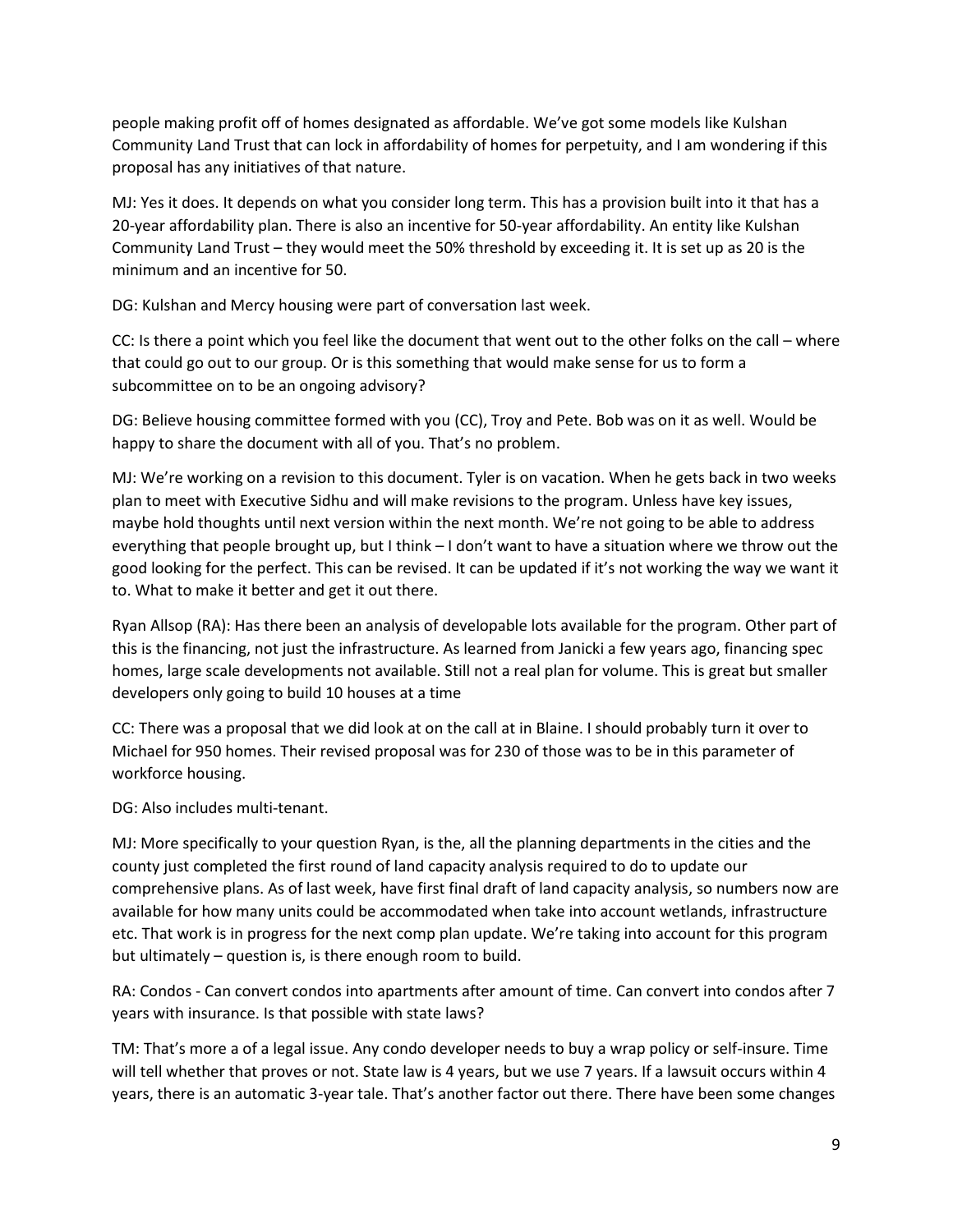people making profit off of homes designated as affordable. We've got some models like Kulshan Community Land Trust that can lock in affordability of homes for perpetuity, and I am wondering if this proposal has any initiatives of that nature.

MJ: Yes it does. It depends on what you consider long term. This has a provision built into it that has a 20-year affordability plan. There is also an incentive for 50-year affordability. An entity like Kulshan Community Land Trust – they would meet the 50% threshold by exceeding it. It is set up as 20 is the minimum and an incentive for 50.

DG: Kulshan and Mercy housing were part of conversation last week.

CC: Is there a point which you feel like the document that went out to the other folks on the call – where that could go out to our group. Or is this something that would make sense for us to form a subcommittee on to be an ongoing advisory?

DG: Believe housing committee formed with you (CC), Troy and Pete. Bob was on it as well. Would be happy to share the document with all of you. That's no problem.

MJ: We're working on a revision to this document. Tyler is on vacation. When he gets back in two weeks plan to meet with Executive Sidhu and will make revisions to the program. Unless have key issues, maybe hold thoughts until next version within the next month. We're not going to be able to address everything that people brought up, but I think – I don't want to have a situation where we throw out the good looking for the perfect. This can be revised. It can be updated if it's not working the way we want it to. What to make it better and get it out there.

Ryan Allsop (RA): Has there been an analysis of developable lots available for the program. Other part of this is the financing, not just the infrastructure. As learned from Janicki a few years ago, financing spec homes, large scale developments not available. Still not a real plan for volume. This is great but smaller developers only going to build 10 houses at a time

CC: There was a proposal that we did look at on the call at in Blaine. I should probably turn it over to Michael for 950 homes. Their revised proposal was for 230 of those was to be in this parameter of workforce housing.

DG: Also includes multi-tenant.

MJ: More specifically to your question Ryan, is the, all the planning departments in the cities and the county just completed the first round of land capacity analysis required to do to update our comprehensive plans. As of last week, have first final draft of land capacity analysis, so numbers now are available for how many units could be accommodated when take into account wetlands, infrastructure etc. That work is in progress for the next comp plan update. We're taking into account for this program but ultimately – question is, is there enough room to build.

RA: Condos - Can convert condos into apartments after amount of time. Can convert into condos after 7 years with insurance. Is that possible with state laws?

TM: That's more a of a legal issue. Any condo developer needs to buy a wrap policy or self-insure. Time will tell whether that proves or not. State law is 4 years, but we use 7 years. If a lawsuit occurs within 4 years, there is an automatic 3-year tale. That's another factor out there. There have been some changes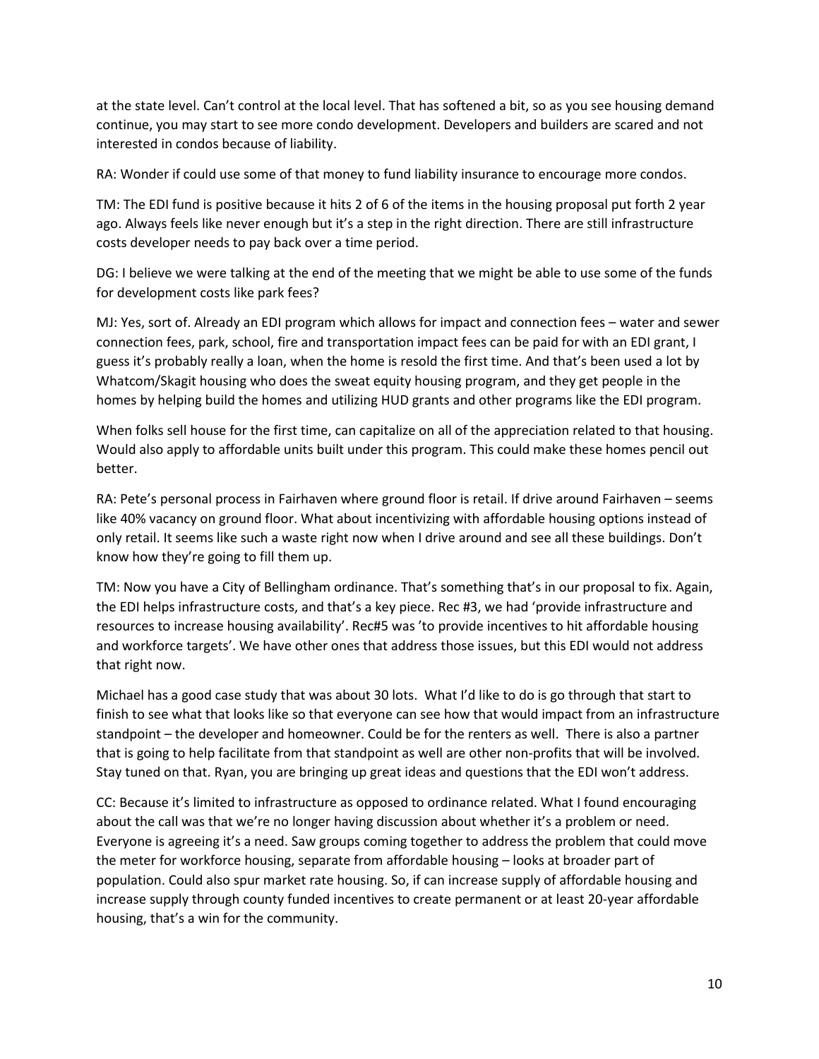at the state level. Can't control at the local level. That has softened a bit, so as you see housing demand continue, you may start to see more condo development. Developers and builders are scared and not interested in condos because of liability.

RA: Wonder if could use some of that money to fund liability insurance to encourage more condos.

TM: The EDI fund is positive because it hits 2 of 6 of the items in the housing proposal put forth 2 year ago. Always feels like never enough but it's a step in the right direction. There are still infrastructure costs developer needs to pay back over a time period.

DG: I believe we were talking at the end of the meeting that we might be able to use some of the funds for development costs like park fees?

MJ: Yes, sort of. Already an EDI program which allows for impact and connection fees – water and sewer connection fees, park, school, fire and transportation impact fees can be paid for with an EDI grant, I guess it's probably really a loan, when the home is resold the first time. And that's been used a lot by Whatcom/Skagit housing who does the sweat equity housing program, and they get people in the homes by helping build the homes and utilizing HUD grants and other programs like the EDI program.

When folks sell house for the first time, can capitalize on all of the appreciation related to that housing. Would also apply to affordable units built under this program. This could make these homes pencil out better.

RA: Pete's personal process in Fairhaven where ground floor is retail. If drive around Fairhaven – seems like 40% vacancy on ground floor. What about incentivizing with affordable housing options instead of only retail. It seems like such a waste right now when I drive around and see all these buildings. Don't know how they're going to fill them up.

TM: Now you have a City of Bellingham ordinance. That's something that's in our proposal to fix. Again, the EDI helps infrastructure costs, and that's a key piece. Rec #3, we had 'provide infrastructure and resources to increase housing availability'. Rec#5 was 'to provide incentives to hit affordable housing and workforce targets'. We have other ones that address those issues, but this EDI would not address that right now.

Michael has a good case study that was about 30 lots. What I'd like to do is go through that start to finish to see what that looks like so that everyone can see how that would impact from an infrastructure standpoint – the developer and homeowner. Could be for the renters as well. There is also a partner that is going to help facilitate from that standpoint as well are other non-profits that will be involved. Stay tuned on that. Ryan, you are bringing up great ideas and questions that the EDI won't address.

CC: Because it's limited to infrastructure as opposed to ordinance related. What I found encouraging about the call was that we're no longer having discussion about whether it's a problem or need. Everyone is agreeing it's a need. Saw groups coming together to address the problem that could move the meter for workforce housing, separate from affordable housing – looks at broader part of population. Could also spur market rate housing. So, if can increase supply of affordable housing and increase supply through county funded incentives to create permanent or at least 20-year affordable housing, that's a win for the community.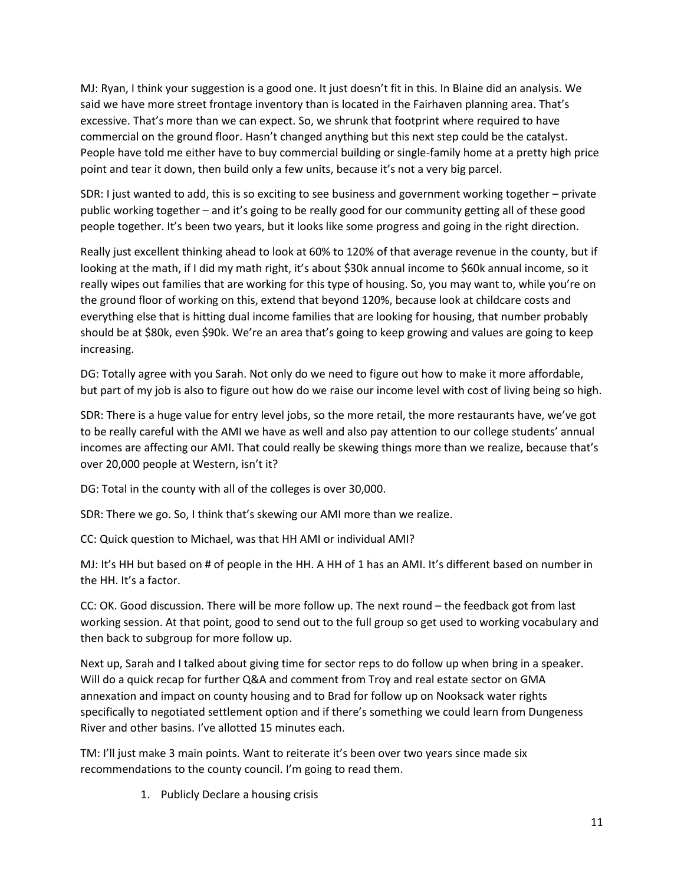MJ: Ryan, I think your suggestion is a good one. It just doesn't fit in this. In Blaine did an analysis. We said we have more street frontage inventory than is located in the Fairhaven planning area. That's excessive. That's more than we can expect. So, we shrunk that footprint where required to have commercial on the ground floor. Hasn't changed anything but this next step could be the catalyst. People have told me either have to buy commercial building or single-family home at a pretty high price point and tear it down, then build only a few units, because it's not a very big parcel.

SDR: I just wanted to add, this is so exciting to see business and government working together – private public working together – and it's going to be really good for our community getting all of these good people together. It's been two years, but it looks like some progress and going in the right direction.

Really just excellent thinking ahead to look at 60% to 120% of that average revenue in the county, but if looking at the math, if I did my math right, it's about $30k annual income to $60k annual income, so it really wipes out families that are working for this type of housing. So, you may want to, while you're on the ground floor of working on this, extend that beyond 120%, because look at childcare costs and everything else that is hitting dual income families that are looking for housing, that number probably should be at $80k, even $90k. We're an area that's going to keep growing and values are going to keep increasing.

DG: Totally agree with you Sarah. Not only do we need to figure out how to make it more affordable, but part of my job is also to figure out how do we raise our income level with cost of living being so high.

SDR: There is a huge value for entry level jobs, so the more retail, the more restaurants have, we've got to be really careful with the AMI we have as well and also pay attention to our college students' annual incomes are affecting our AMI. That could really be skewing things more than we realize, because that's over 20,000 people at Western, isn't it?

DG: Total in the county with all of the colleges is over 30,000.

SDR: There we go. So, I think that's skewing our AMI more than we realize.

CC: Quick question to Michael, was that HH AMI or individual AMI?

MJ: It's HH but based on # of people in the HH. A HH of 1 has an AMI. It's different based on number in the HH. It's a factor.

CC: OK. Good discussion. There will be more follow up. The next round – the feedback got from last working session. At that point, good to send out to the full group so get used to working vocabulary and then back to subgroup for more follow up.

Next up, Sarah and I talked about giving time for sector reps to do follow up when bring in a speaker. Will do a quick recap for further Q&A and comment from Troy and real estate sector on GMA annexation and impact on county housing and to Brad for follow up on Nooksack water rights specifically to negotiated settlement option and if there's something we could learn from Dungeness River and other basins. I've allotted 15 minutes each.

TM: I'll just make 3 main points. Want to reiterate it's been over two years since made six recommendations to the county council. I'm going to read them.

1. Publicly Declare a housing crisis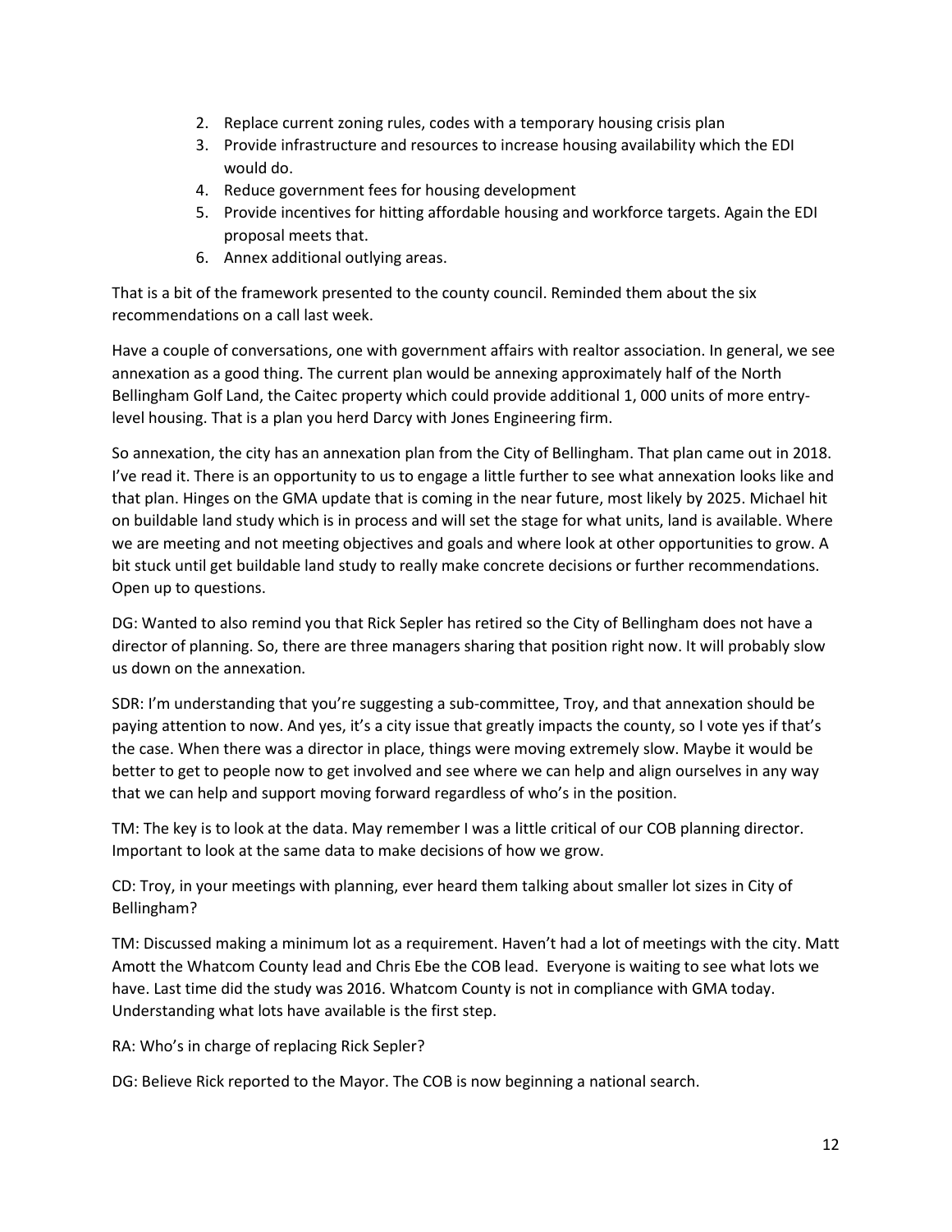2. Replace current zoning rules, codes with a temporary housing crisis plan
3. Provide infrastructure and resources to increase housing availability which the EDI would do.
4. Reduce government fees for housing development
5. Provide incentives for hitting affordable housing and workforce targets. Again the EDI proposal meets that.
6. Annex additional outlying areas.

That is a bit of the framework presented to the county council. Reminded them about the six recommendations on a call last week.

Have a couple of conversations, one with government affairs with realtor association. In general, we see annexation as a good thing. The current plan would be annexing approximately half of the North Bellingham Golf Land, the Caitec property which could provide additional 1, 000 units of more entry-level housing. That is a plan you herd Darcy with Jones Engineering firm.

So annexation, the city has an annexation plan from the City of Bellingham. That plan came out in 2018. I've read it. There is an opportunity to us to engage a little further to see what annexation looks like and that plan. Hinges on the GMA update that is coming in the near future, most likely by 2025. Michael hit on buildable land study which is in process and will set the stage for what units, land is available. Where we are meeting and not meeting objectives and goals and where look at other opportunities to grow. A bit stuck until get buildable land study to really make concrete decisions or further recommendations. Open up to questions.

DG: Wanted to also remind you that Rick Sepler has retired so the City of Bellingham does not have a director of planning. So, there are three managers sharing that position right now. It will probably slow us down on the annexation.

SDR: I'm understanding that you're suggesting a sub-committee, Troy, and that annexation should be paying attention to now. And yes, it's a city issue that greatly impacts the county, so I vote yes if that's the case. When there was a director in place, things were moving extremely slow. Maybe it would be better to get to people now to get involved and see where we can help and align ourselves in any way that we can help and support moving forward regardless of who's in the position.

TM: The key is to look at the data. May remember I was a little critical of our COB planning director. Important to look at the same data to make decisions of how we grow.

CD: Troy, in your meetings with planning, ever heard them talking about smaller lot sizes in City of Bellingham?

TM: Discussed making a minimum lot as a requirement. Haven't had a lot of meetings with the city. Matt Amott the Whatcom County lead and Chris Ebe the COB lead. Everyone is waiting to see what lots we have. Last time did the study was 2016. Whatcom County is not in compliance with GMA today. Understanding what lots have available is the first step.

RA: Who's in charge of replacing Rick Sepler?

DG: Believe Rick reported to the Mayor. The COB is now beginning a national search.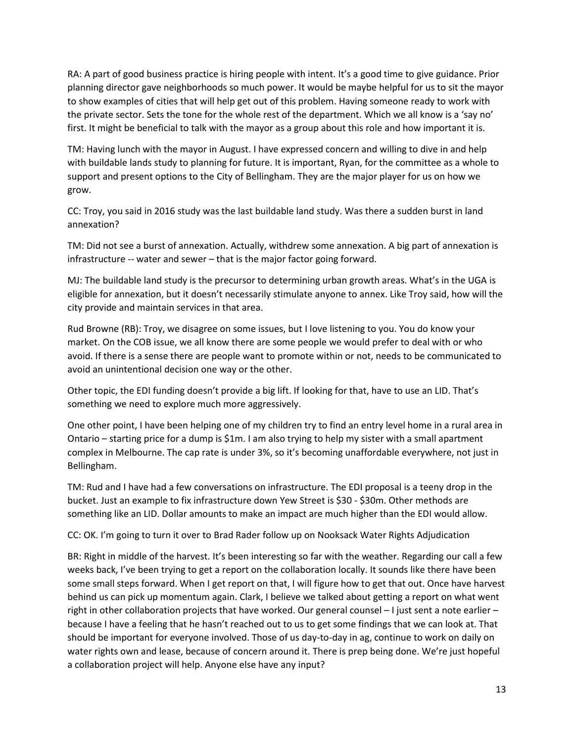RA: A part of good business practice is hiring people with intent. It's a good time to give guidance. Prior planning director gave neighborhoods so much power. It would be maybe helpful for us to sit the mayor to show examples of cities that will help get out of this problem. Having someone ready to work with the private sector. Sets the tone for the whole rest of the department. Which we all know is a 'say no' first. It might be beneficial to talk with the mayor as a group about this role and how important it is.

TM: Having lunch with the mayor in August. I have expressed concern and willing to dive in and help with buildable lands study to planning for future. It is important, Ryan, for the committee as a whole to support and present options to the City of Bellingham. They are the major player for us on how we grow.

CC: Troy, you said in 2016 study was the last buildable land study. Was there a sudden burst in land annexation?

TM: Did not see a burst of annexation. Actually, withdrew some annexation. A big part of annexation is infrastructure -- water and sewer – that is the major factor going forward.

MJ: The buildable land study is the precursor to determining urban growth areas. What's in the UGA is eligible for annexation, but it doesn't necessarily stimulate anyone to annex. Like Troy said, how will the city provide and maintain services in that area.

Rud Browne (RB): Troy, we disagree on some issues, but I love listening to you. You do know your market. On the COB issue, we all know there are some people we would prefer to deal with or who avoid. If there is a sense there are people want to promote within or not, needs to be communicated to avoid an unintentional decision one way or the other.

Other topic, the EDI funding doesn't provide a big lift. If looking for that, have to use an LID. That's something we need to explore much more aggressively.

One other point, I have been helping one of my children try to find an entry level home in a rural area in Ontario – starting price for a dump is $1m. I am also trying to help my sister with a small apartment complex in Melbourne. The cap rate is under 3%, so it's becoming unaffordable everywhere, not just in Bellingham.

TM: Rud and I have had a few conversations on infrastructure. The EDI proposal is a teeny drop in the bucket. Just an example to fix infrastructure down Yew Street is $30 - $30m. Other methods are something like an LID. Dollar amounts to make an impact are much higher than the EDI would allow.

CC: OK. I'm going to turn it over to Brad Rader follow up on Nooksack Water Rights Adjudication

BR: Right in middle of the harvest. It's been interesting so far with the weather. Regarding our call a few weeks back, I've been trying to get a report on the collaboration locally. It sounds like there have been some small steps forward. When I get report on that, I will figure how to get that out. Once have harvest behind us can pick up momentum again. Clark, I believe we talked about getting a report on what went right in other collaboration projects that have worked. Our general counsel – I just sent a note earlier – because I have a feeling that he hasn't reached out to us to get some findings that we can look at. That should be important for everyone involved. Those of us day-to-day in ag, continue to work on daily on water rights own and lease, because of concern around it. There is prep being done. We're just hopeful a collaboration project will help. Anyone else have any input?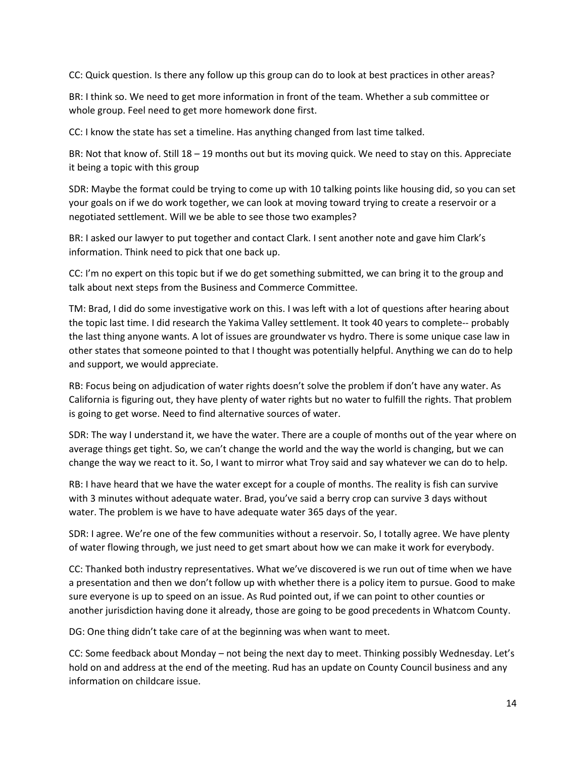CC: Quick question. Is there any follow up this group can do to look at best practices in other areas?

BR: I think so. We need to get more information in front of the team. Whether a sub committee or whole group. Feel need to get more homework done first.

CC: I know the state has set a timeline. Has anything changed from last time talked.

BR: Not that know of. Still 18 – 19 months out but its moving quick. We need to stay on this. Appreciate it being a topic with this group

SDR: Maybe the format could be trying to come up with 10 talking points like housing did, so you can set your goals on if we do work together, we can look at moving toward trying to create a reservoir or a negotiated settlement. Will we be able to see those two examples?

BR: I asked our lawyer to put together and contact Clark. I sent another note and gave him Clark's information. Think need to pick that one back up.

CC: I'm no expert on this topic but if we do get something submitted, we can bring it to the group and talk about next steps from the Business and Commerce Committee.

TM: Brad, I did do some investigative work on this. I was left with a lot of questions after hearing about the topic last time. I did research the Yakima Valley settlement. It took 40 years to complete-- probably the last thing anyone wants. A lot of issues are groundwater vs hydro. There is some unique case law in other states that someone pointed to that I thought was potentially helpful. Anything we can do to help and support, we would appreciate.

RB: Focus being on adjudication of water rights doesn't solve the problem if don't have any water. As California is figuring out, they have plenty of water rights but no water to fulfill the rights. That problem is going to get worse. Need to find alternative sources of water.

SDR: The way I understand it, we have the water. There are a couple of months out of the year where on average things get tight. So, we can't change the world and the way the world is changing, but we can change the way we react to it. So, I want to mirror what Troy said and say whatever we can do to help.

RB: I have heard that we have the water except for a couple of months. The reality is fish can survive with 3 minutes without adequate water. Brad, you've said a berry crop can survive 3 days without water. The problem is we have to have adequate water 365 days of the year.

SDR: I agree. We're one of the few communities without a reservoir. So, I totally agree. We have plenty of water flowing through, we just need to get smart about how we can make it work for everybody.

CC: Thanked both industry representatives. What we've discovered is we run out of time when we have a presentation and then we don't follow up with whether there is a policy item to pursue. Good to make sure everyone is up to speed on an issue. As Rud pointed out, if we can point to other counties or another jurisdiction having done it already, those are going to be good precedents in Whatcom County.

DG: One thing didn't take care of at the beginning was when want to meet.

CC: Some feedback about Monday – not being the next day to meet. Thinking possibly Wednesday. Let's hold on and address at the end of the meeting. Rud has an update on County Council business and any information on childcare issue.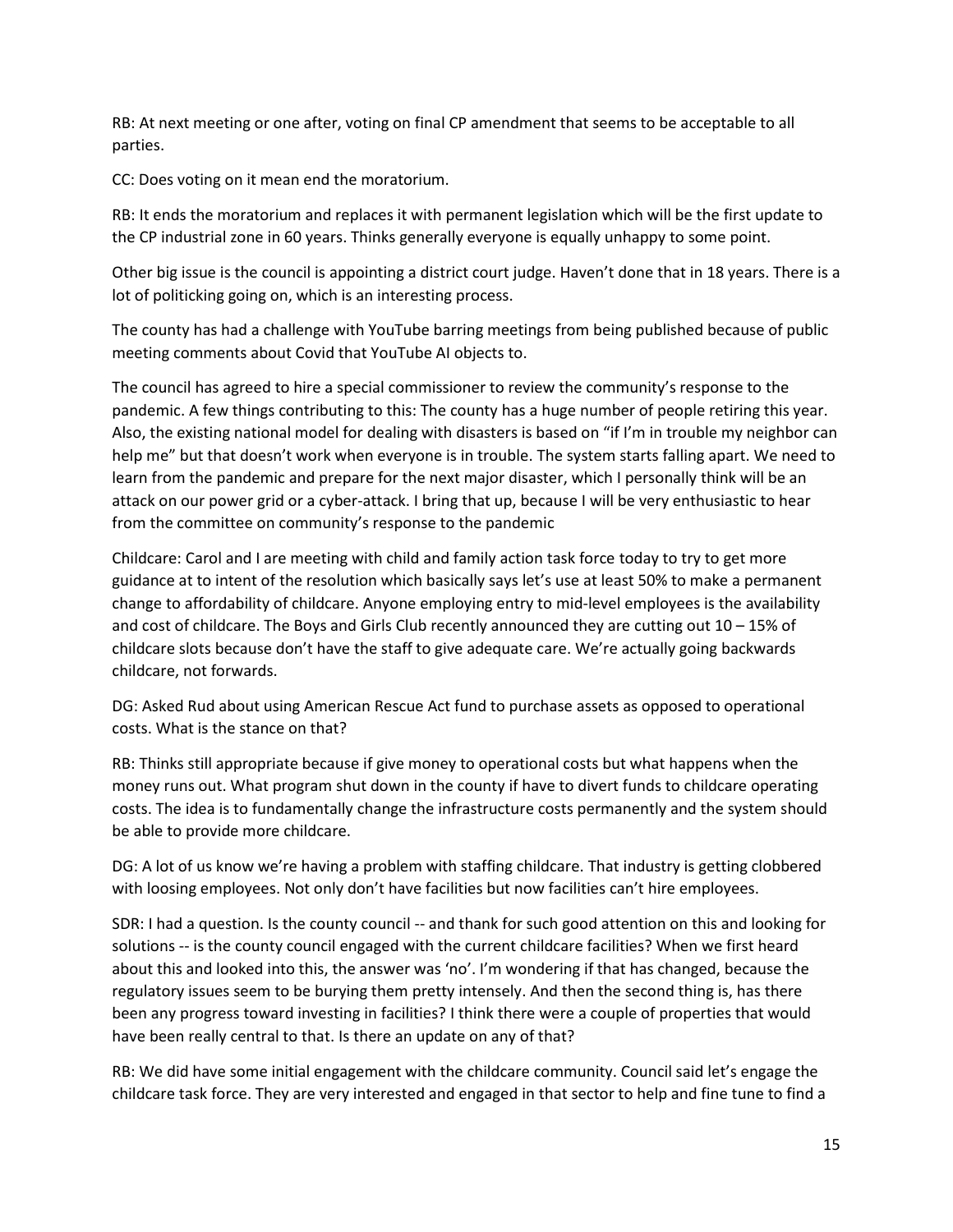RB: At next meeting or one after, voting on final CP amendment that seems to be acceptable to all parties.

CC: Does voting on it mean end the moratorium.

RB: It ends the moratorium and replaces it with permanent legislation which will be the first update to the CP industrial zone in 60 years. Thinks generally everyone is equally unhappy to some point.

Other big issue is the council is appointing a district court judge. Haven't done that in 18 years. There is a lot of politicking going on, which is an interesting process.

The county has had a challenge with YouTube barring meetings from being published because of public meeting comments about Covid that YouTube AI objects to.

The council has agreed to hire a special commissioner to review the community's response to the pandemic. A few things contributing to this: The county has a huge number of people retiring this year. Also, the existing national model for dealing with disasters is based on "if I'm in trouble my neighbor can help me" but that doesn't work when everyone is in trouble. The system starts falling apart. We need to learn from the pandemic and prepare for the next major disaster, which I personally think will be an attack on our power grid or a cyber-attack. I bring that up, because I will be very enthusiastic to hear from the committee on community's response to the pandemic

Childcare: Carol and I are meeting with child and family action task force today to try to get more guidance at to intent of the resolution which basically says let's use at least 50% to make a permanent change to affordability of childcare. Anyone employing entry to mid-level employees is the availability and cost of childcare. The Boys and Girls Club recently announced they are cutting out 10 – 15% of childcare slots because don't have the staff to give adequate care. We're actually going backwards childcare, not forwards.

DG: Asked Rud about using American Rescue Act fund to purchase assets as opposed to operational costs. What is the stance on that?

RB: Thinks still appropriate because if give money to operational costs but what happens when the money runs out. What program shut down in the county if have to divert funds to childcare operating costs. The idea is to fundamentally change the infrastructure costs permanently and the system should be able to provide more childcare.

DG: A lot of us know we're having a problem with staffing childcare. That industry is getting clobbered with loosing employees. Not only don't have facilities but now facilities can't hire employees.

SDR: I had a question. Is the county council -- and thank for such good attention on this and looking for solutions -- is the county council engaged with the current childcare facilities? When we first heard about this and looked into this, the answer was 'no'. I'm wondering if that has changed, because the regulatory issues seem to be burying them pretty intensely. And then the second thing is, has there been any progress toward investing in facilities? I think there were a couple of properties that would have been really central to that. Is there an update on any of that?

RB: We did have some initial engagement with the childcare community. Council said let's engage the childcare task force. They are very interested and engaged in that sector to help and fine tune to find a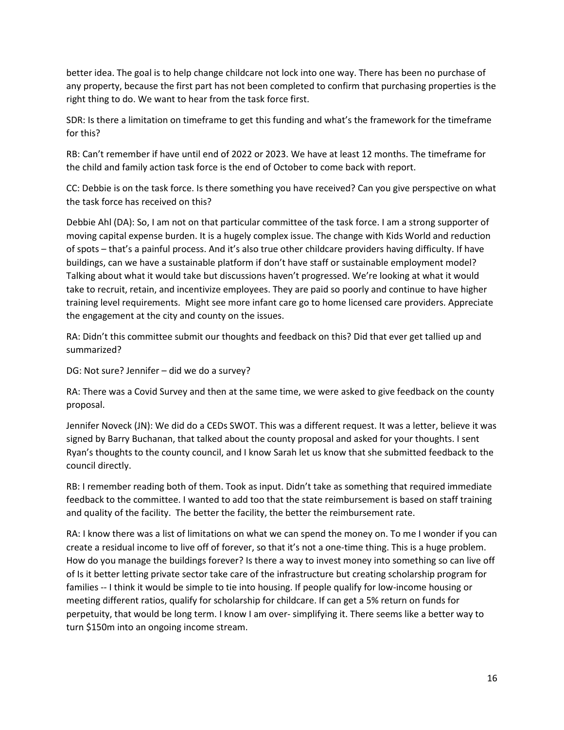better idea. The goal is to help change childcare not lock into one way. There has been no purchase of any property, because the first part has not been completed to confirm that purchasing properties is the right thing to do. We want to hear from the task force first.

SDR: Is there a limitation on timeframe to get this funding and what's the framework for the timeframe for this?

RB: Can't remember if have until end of 2022 or 2023. We have at least 12 months. The timeframe for the child and family action task force is the end of October to come back with report.

CC: Debbie is on the task force. Is there something you have received? Can you give perspective on what the task force has received on this?

Debbie Ahl (DA): So, I am not on that particular committee of the task force. I am a strong supporter of moving capital expense burden. It is a hugely complex issue. The change with Kids World and reduction of spots – that's a painful process. And it's also true other childcare providers having difficulty. If have buildings, can we have a sustainable platform if don't have staff or sustainable employment model? Talking about what it would take but discussions haven't progressed. We're looking at what it would take to recruit, retain, and incentivize employees. They are paid so poorly and continue to have higher training level requirements. Might see more infant care go to home licensed care providers. Appreciate the engagement at the city and county on the issues.

RA: Didn't this committee submit our thoughts and feedback on this? Did that ever get tallied up and summarized?

DG: Not sure? Jennifer – did we do a survey?

RA: There was a Covid Survey and then at the same time, we were asked to give feedback on the county proposal.

Jennifer Noveck (JN): We did do a CEDs SWOT. This was a different request. It was a letter, believe it was signed by Barry Buchanan, that talked about the county proposal and asked for your thoughts. I sent Ryan's thoughts to the county council, and I know Sarah let us know that she submitted feedback to the council directly.

RB: I remember reading both of them. Took as input. Didn't take as something that required immediate feedback to the committee. I wanted to add too that the state reimbursement is based on staff training and quality of the facility. The better the facility, the better the reimbursement rate.

RA: I know there was a list of limitations on what we can spend the money on. To me I wonder if you can create a residual income to live off of forever, so that it's not a one-time thing. This is a huge problem. How do you manage the buildings forever? Is there a way to invest money into something so can live off of Is it better letting private sector take care of the infrastructure but creating scholarship program for families -- I think it would be simple to tie into housing. If people qualify for low-income housing or meeting different ratios, qualify for scholarship for childcare. If can get a 5% return on funds for perpetuity, that would be long term. I know I am over- simplifying it. There seems like a better way to turn $150m into an ongoing income stream.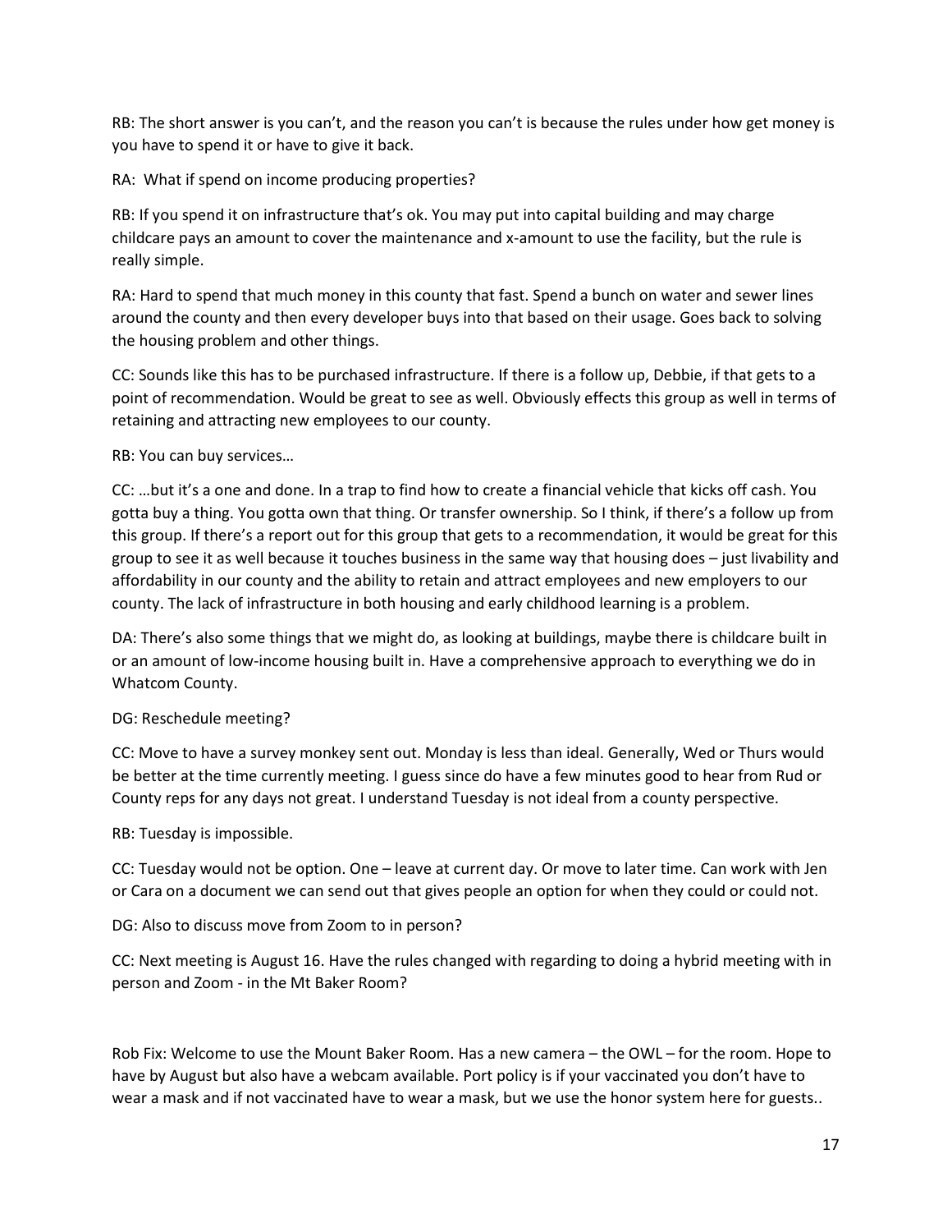RB: The short answer is you can't, and the reason you can't is because the rules under how get money is you have to spend it or have to give it back.

RA: What if spend on income producing properties?

RB: If you spend it on infrastructure that's ok. You may put into capital building and may charge childcare pays an amount to cover the maintenance and x-amount to use the facility, but the rule is really simple.

RA: Hard to spend that much money in this county that fast. Spend a bunch on water and sewer lines around the county and then every developer buys into that based on their usage. Goes back to solving the housing problem and other things.

CC: Sounds like this has to be purchased infrastructure. If there is a follow up, Debbie, if that gets to a point of recommendation. Would be great to see as well. Obviously effects this group as well in terms of retaining and attracting new employees to our county.

RB: You can buy services…

CC: …but it's a one and done. In a trap to find how to create a financial vehicle that kicks off cash. You gotta buy a thing. You gotta own that thing. Or transfer ownership. So I think, if there's a follow up from this group. If there's a report out for this group that gets to a recommendation, it would be great for this group to see it as well because it touches business in the same way that housing does – just livability and affordability in our county and the ability to retain and attract employees and new employers to our county. The lack of infrastructure in both housing and early childhood learning is a problem.

DA: There's also some things that we might do, as looking at buildings, maybe there is childcare built in or an amount of low-income housing built in. Have a comprehensive approach to everything we do in Whatcom County.

DG: Reschedule meeting?

CC: Move to have a survey monkey sent out. Monday is less than ideal. Generally, Wed or Thurs would be better at the time currently meeting. I guess since do have a few minutes good to hear from Rud or County reps for any days not great. I understand Tuesday is not ideal from a county perspective.

RB: Tuesday is impossible.

CC: Tuesday would not be option. One – leave at current day. Or move to later time. Can work with Jen or Cara on a document we can send out that gives people an option for when they could or could not.

DG: Also to discuss move from Zoom to in person?

CC: Next meeting is August 16. Have the rules changed with regarding to doing a hybrid meeting with in person and Zoom - in the Mt Baker Room?

Rob Fix: Welcome to use the Mount Baker Room. Has a new camera – the OWL – for the room. Hope to have by August but also have a webcam available. Port policy is if your vaccinated you don't have to wear a mask and if not vaccinated have to wear a mask, but we use the honor system here for guests..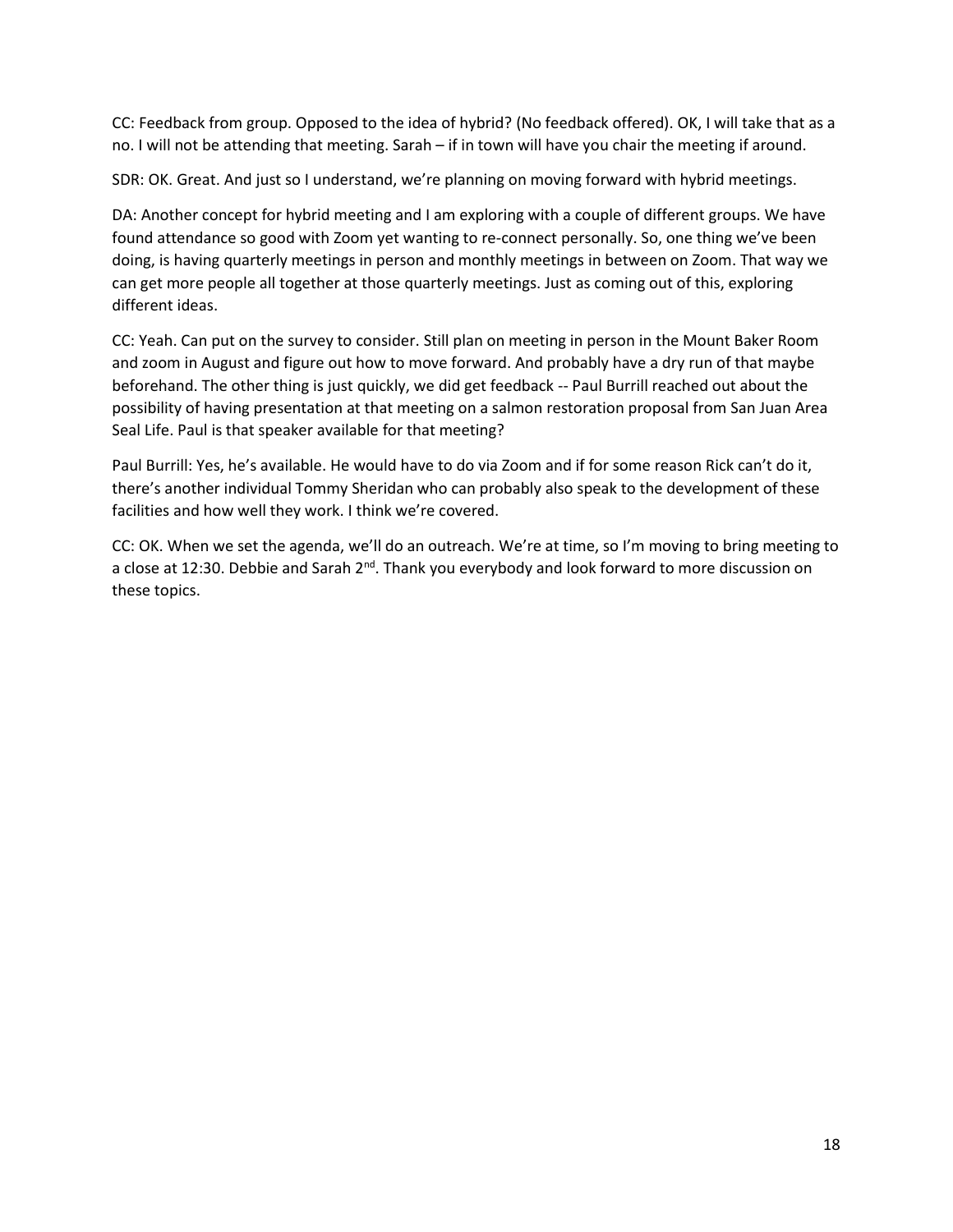CC: Feedback from group. Opposed to the idea of hybrid? (No feedback offered). OK, I will take that as a no. I will not be attending that meeting. Sarah – if in town will have you chair the meeting if around.

SDR: OK. Great. And just so I understand, we're planning on moving forward with hybrid meetings.

DA: Another concept for hybrid meeting and I am exploring with a couple of different groups. We have found attendance so good with Zoom yet wanting to re-connect personally. So, one thing we've been doing, is having quarterly meetings in person and monthly meetings in between on Zoom. That way we can get more people all together at those quarterly meetings. Just as coming out of this, exploring different ideas.

CC: Yeah. Can put on the survey to consider. Still plan on meeting in person in the Mount Baker Room and zoom in August and figure out how to move forward. And probably have a dry run of that maybe beforehand. The other thing is just quickly, we did get feedback -- Paul Burrill reached out about the possibility of having presentation at that meeting on a salmon restoration proposal from San Juan Area Seal Life. Paul is that speaker available for that meeting?

Paul Burrill: Yes, he's available. He would have to do via Zoom and if for some reason Rick can't do it, there's another individual Tommy Sheridan who can probably also speak to the development of these facilities and how well they work. I think we're covered.

CC: OK. When we set the agenda, we'll do an outreach. We're at time, so I'm moving to bring meeting to a close at 12:30. Debbie and Sarah 2nd. Thank you everybody and look forward to more discussion on these topics.